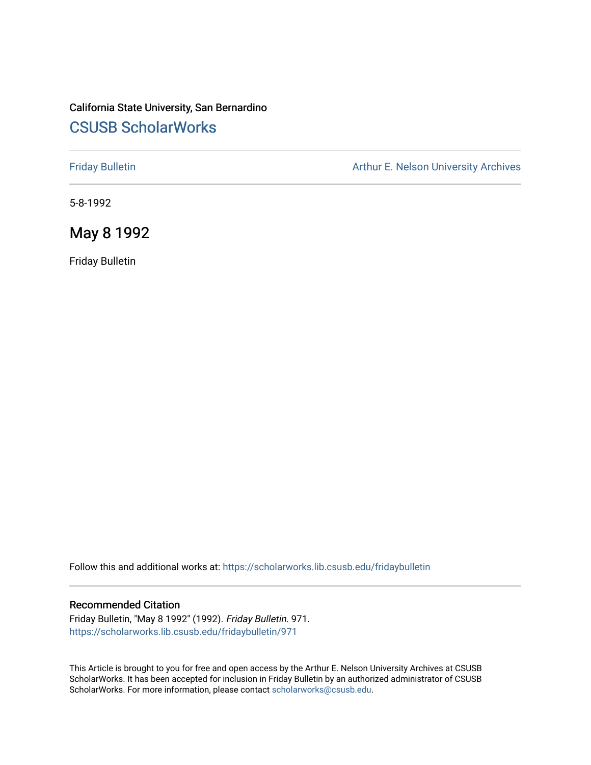California State University, San Bernardino

# CSUSB ScholarWorks

Friday Bulletin | Arthur E. Nelson University Archives

5-8-1992

## May 8 1992

Friday Bulletin

Follow this and additional works at: https://scholarworks.lib.csusb.edu/fridaybulletin

### Recommended Citation

Friday Bulletin, "May 8 1992" (1992). *Friday Bulletin*. 971.
https://scholarworks.lib.csusb.edu/fridaybulletin/971

This Article is brought to you for free and open access by the Arthur E. Nelson University Archives at CSUSB ScholarWorks. It has been accepted for inclusion in Friday Bulletin by an authorized administrator of CSUSB ScholarWorks. For more information, please contact scholarworks@csusb.edu.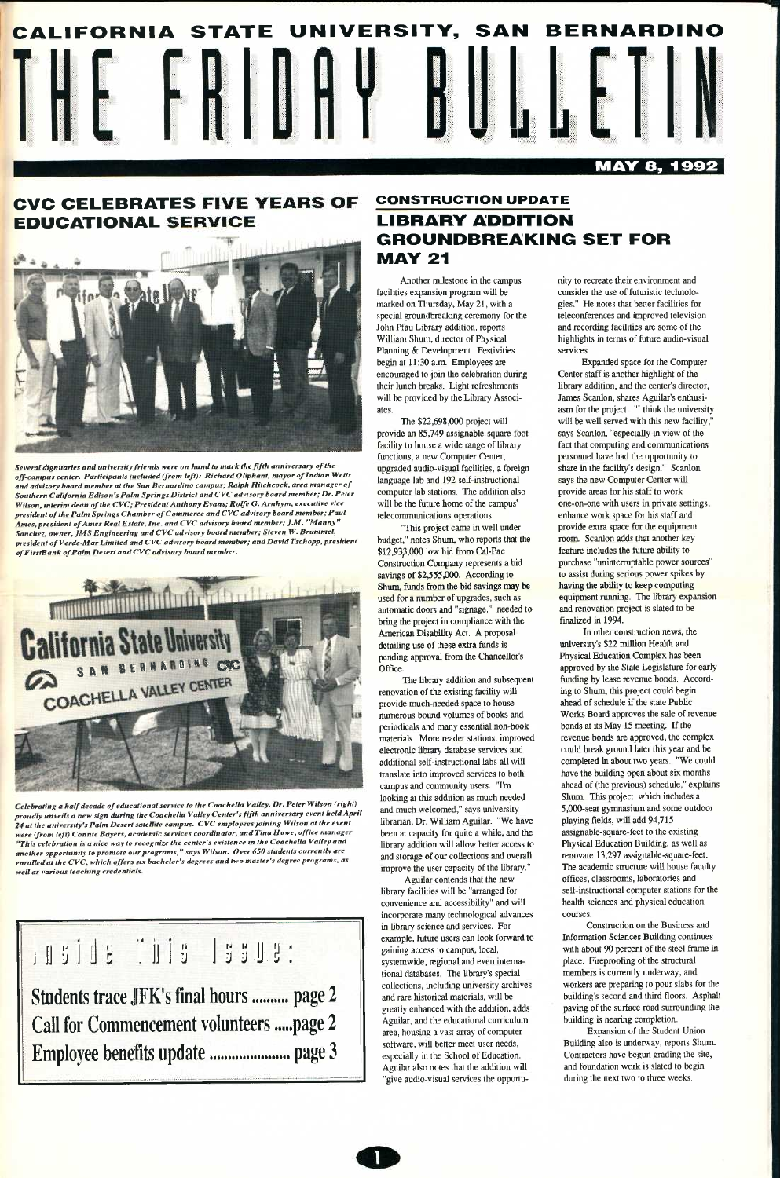# CALIFORNIA STATE UNIVERSITY, SAN BERNARDINO

# THE FRIDAY BULLETIN

**MAY 8, 1992**

## CVC CELEBRATES FIVE YEARS OF EDUCATIONAL SERVICE

*Several dignitaries and university friends were on hand to mark the fifth anniversary of the off-campus center. Participants included (from left): Richard Oliphant, mayor of Indian Wells and advisory board member at the San Bernardino campus; Ralph Hitchcock, area manager of Southern California Edison's Palm Springs District and CVC advisory board member; Dr. Peter Wilson, interim dean of the CVC; President Anthony Evans; Rolfe G. Arnhym, executive vice president of the Palm Springs Chamber of Commerce and CVC advisory board member; Paul Ames, president of Ames Real Estate, Inc. and CVC advisory board member; J.M. "Manny" Sanchez, owner, JMS Engineering and CVC advisory board member; Steven W. Brummel, president of Verde-Mar Limited and CVC advisory board member; and David Tschopp, president of FirstBank of Palm Desert and CVC advisory board member.*

*Celebrating a half decade of educational service to the Coachella Valley, Dr. Peter Wilson (right) proudly unveils a new sign during the Coachella Valley Center's fifth anniversary event held April 24 at the university's Palm Desert satellite campus. CVC employees joining Wilson at the event were (from left) Connie Bayers, academic services coordinator, and Tina Howe, office manager. "This celebration is a nice way to recognize the center's existence in the Coachella Valley and another opportunity to promote our programs," says Wilson. Over 650 students currently are enrolled at the CVC, which offers six bachelor's degrees and two master's degree programs, as well as various teaching credentials.*

## Inside This Issue:

**Students trace JFK's final hours .......... page 2**
**Call for Commencement volunteers .....page 2**
**Employee benefits update ...................... page 3**

## CONSTRUCTION UPDATE
## LIBRARY ADDITION GROUNDBREAKING SET FOR MAY 21

Another milestone in the campus' facilities expansion program will be marked on Thursday, May 21, with a special groundbreaking ceremony for the John Pfau Library addition, reports William Shum, director of Physical Planning & Development. Festivities begin at 11:30 a.m. Employees are encouraged to join the celebration during their lunch breaks. Light refreshments will be provided by the Library Associates.

The $22,698,000 project will provide an 85,749 assignable-square-foot facility to house a wide range of library functions, a new Computer Center, upgraded audio-visual facilities, a foreign language lab and 192 self-instructional computer lab stations. The addition also will be the future home of the campus' telecommunications operations.

"This project came in well under budget," notes Shum, who reports that the $12,933,000 low bid from Cal-Pac Construction Company represents a bid savings of $2,555,000. According to Shum, funds from the bid savings may be used for a number of upgrades, such as automatic doors and "signage," needed to bring the project in compliance with the American Disability Act. A proposal detailing use of these extra funds is pending approval from the Chancellor's Office.

The library addition and subsequent renovation of the existing facility will provide much-needed space to house numerous bound volumes of books and periodicals and many essential non-book materials. More reader stations, improved electronic library database services and additional self-instructional labs all will translate into improved services to both campus and community users. "I'm looking at this addition as much needed and much welcomed," says university librarian, Dr. William Aguilar. "We have been at capacity for quite a while, and the library addition will allow better access to and storage of our collections and overall improve the user capacity of the library."

Aguilar contends that the new library facilities will be "arranged for convenience and accessibility" and will incorporate many technological advances in library science and services. For example, future users can look forward to gaining access to campus, local, systemwide, regional and even international databases. The library's special collections, including university archives and rare historical materials, will be greatly enhanced with the addition, adds Aguilar, and the educational curriculum area, housing a vast array of computer software, will better meet user needs, especially in the School of Education. Aguilar also notes that the addition will "give audio-visual services the opportunity to recreate their environment and consider the use of futuristic technologies." He notes that better facilities for teleconferences and improved television and recording facilities are some of the highlights in terms of future audio-visual services.

Expanded space for the Computer Center staff is another highlight of the library addition, and the center's director, James Scanlon, shares Aguilar's enthusiasm for the project. "I think the university will be well served with this new facility," says Scanlon, "especially in view of the fact that computing and communications personnel have had the opportunity to share in the facility's design." Scanlon says the new Computer Center will provide areas for his staff to work one-on-one with users in private settings, enhance work space for his staff and provide extra space for the equipment room. Scanlon adds that another key feature includes the future ability to purchase "uninterruptable power sources" to assist during serious power spikes by having the ability to keep computing equipment running. The library expansion and renovation project is slated to be finalized in 1994.

In other construction news, the university's $22 million Health and Physical Education Complex has been approved by the State Legislature for early funding by lease revenue bonds. According to Shum, this project could begin ahead of schedule if the state Public Works Board approves the sale of revenue bonds at its May 15 meeting. If the revenue bonds are approved, the complex could break ground later this year and be completed in about two years. "We could have the building open about six months ahead of (the previous) schedule," explains Shum. This project, which includes a 5,000-seat gymnasium and some outdoor playing fields, will add 94,715 assignable-square-feet to the existing Physical Education Building, as well as renovate 13,297 assignable-square-feet. The academic structure will house faculty offices, classrooms, laboratories and self-instructional computer stations for the health sciences and physical education courses.

Construction on the Business and Information Sciences Building continues with about 90 percent of the steel frame in place. Fireproofing of the structural members is currently underway, and workers are preparing to pour slabs for the building's second and third floors. Asphalt paving of the surface road surrounding the building is nearing completion.

Expansion of the Student Union Building also is underway, reports Shum. Contractors have begun grading the site, and foundation work is slated to begin during the next two to three weeks.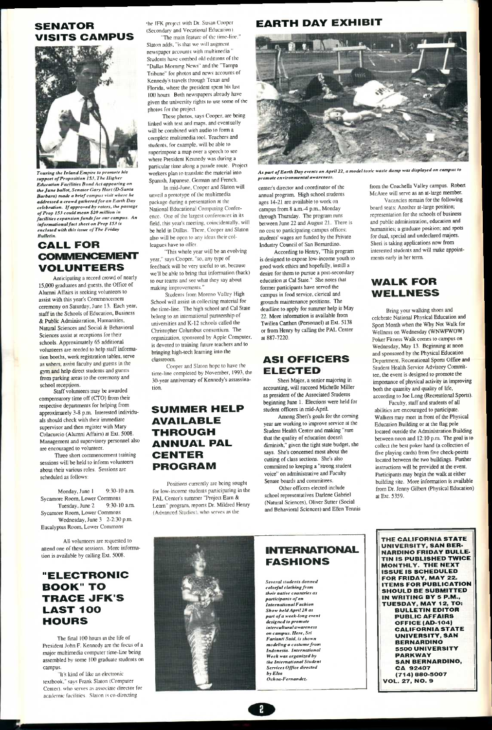## SENATOR VISITS CAMPUS

*Touring the Inland Empire to promote his support of Proposition 153, The Higher Education Facilities Bond Act appearing on the June ballot, Senator Gary Hart (D-Santa Barbara) made a brief campus visit where he addressed a crowd gathered for an Earth Day celebration. If approved by voters, the passage of Prop 153 could mean $20 million in facilities expansion funds for our campus. An informational fact sheet on Prop 153 is enclosed with this issue of The Friday Bulletin.*

## CALL FOR COMMENCEMENT VOLUNTEERS

Anticipating a record crowd of nearly 15,000 graduates and guests, the Office of Alumni Affairs is seeking volunteers to assist with this year's Commencement ceremony on Saturday, June 13. Each year, staff in the Schools of Education, Business & Public Administration, Humanities, Natural Sciences and Social & Behavioral Sciences assist at receptions for their schools. Approximately 65 additional volunteers are needed to help staff information booths, work registration tables, serve as ushers, assist faculty and guests in the gym and help direct students and guests from parking areas to the ceremony and school receptions.

Staff volunteers may be awarded compensatory time off (CTO) from their respective departments for helping from approximately 3-8 p.m. Interested individuals should check with their immediate supervisor and then register with Mary Colacurcio (Alumni Affairs) at Ext. 5008. Management and supervisory personnel also are encouraged to volunteer.

Three short commencement training sessions will be held to inform volunteers about their various roles. Sessions are scheduled as follows:

Monday, June 1 9:30-10 a.m.
Sycamore Room, Lower Commons
Tuesday, June 2 9:30-10 a.m.
Sycamore Room, Lower Commons
Wednesday, June 3 2-2:30 p.m.
Eucalyptus Room, Lower Commons

All volunteers are requested to attend one of these sessions. More information is available by calling Ext. 5008.

## "ELECTRONIC BOOK" TO TRACE JFK'S LAST 100 HOURS

The final 100 hours in the life of President John F. Kennedy are the focus of a major multimedia computer time-line being assembled by some 100 graduate students on campus.

"It's kind of like an electronic textbook," says Frank Slaton (Computer Center), who serves as associate director for academic facilities. Slaton is co-directing the JFK project with Dr. Susan Cooper (Secondary and Vocational Education).

"The main feature of the time-line," Slaton adds, "is that we will augment newspaper accounts with multimedia." Students have combed old editions of the "Dallas Morning News" and the "Tampa Tribune" for photos and news accounts of Kennedy's travels through Texas and Florida, where the president spent his last 100 hours. Both newspapers already have given the university rights to use some of the photos for the project.

These photos, says Cooper, are being linked with text and maps, and eventually will be combined with audio to form a complete multimedia tool. Teachers and students, for example, will be able to superimpose a map over a speech to see where President Kennedy was during a particular time along a parade route. Project workers plan to translate the material into Spanish, Japanese, German and French.

In mid-June, Cooper and Slaton will unveil a prototype of the multimedia package during a presentation at the National Educational Computing Conference. One of the largest conferences in its field, this year's meeting, coincidentally, will be held in Dallas. There, Cooper and Slaton also will be open to any ideas their colleagues have to offer.

"This whole year will be an evolving year," says Cooper, "so, any type of feedback will be very useful to us, because we'll be able to bring that information (back) to our teams and see what they say about making improvements."

Students from Moreno Valley High School will assist in collecting material for the time-line. The high school and Cal State belong to an international partnership of universities and K-12 schools called the Christopher Columbus consortium. The organization, sponsored by Apple Computer, is devoted to training future teachers and to bringing high-tech learning into the classroom.

Cooper and Slaton hope to have the time-line completed by November, 1993, the 30-year anniversary of Kennedy's assassination.

## SUMMER HELP AVAILABLE THROUGH ANNUAL PAL CENTER PROGRAM

Positions currently are being sought for low-income students participating in the PAL Center's summer "Project Earn & Learn" program, reports Dr. Mildred Henry (Advanced Studies), who serves as the center's director and coordinator of the annual program. High school students ages 14-21 are available to work on campus from 8 a.m.-4 p.m., Monday through Thursday. The program runs between June 22 and August 21. There is no cost to participating campus offices; students' wages are funded by the Private Industry Council of San Bernardino.

According to Henry, "This program is designed to expose low-income youth to good work ethics and hopefully, instill a desire for them to pursue a post-secondary education at Cal State." She notes that former participants have served the campus in food service, clerical and grounds maintenance positions. The deadline to apply for summer help is May 22. More information is available from Twillea Carthen (Personnel) at Ext. 5138 or from Henry by calling the PAL Center at 887-7220.

## EARTH DAY EXHIBIT

*As part of Earth Day events on April 22, a model toxic waste dump was displayed on campus to promote environmental awareness.*

## ASI OFFICERS ELECTED

Sheri Major, a senior majoring in accounting, will succeed Michelle Miller as president of the Associated Students beginning June 1. Elections were held for student officers in mid-April.

Among Sheri's goals for the coming year are working to improve service at the Student Health Center and making "sure that the quality of education doesn't diminish," given the tight state budget, she says. She's concerned most about the cutting of class sections. She's also committed to keeping a "strong student voice" on administrative and Faculty Senate boards and committees.

Other officers elected include school representatives Darlene Gabriel (Natural Sciences), Oliver Sutter (Social and Behavioral Sciences) and Ellen Tennis from the Coachella Valley campus. Robert McAtee will serve as an at-large member.

Vacancies remain for the following board seats: Another at-large position; representation for the schools of business and public administration, education and humanities; a graduate position; and spots for dual, special and undeclared majors. Sheri is taking applications now from interested students and will make appointments early in her term.

## WALK FOR WELLNESS

Bring your walking shoes and celebrate National Physical Education and Sport Month when the Why Not Walk for Wellness on Wednesday (WNWFWOW) Poker Fitness Walk comes to campus on Wednesday, May 13. Beginning at noon and sponsored by the Physical Education Department, Recreational Sports Office and Student Health Service Advisory Committee, the event is designed to promote the importance of physical activity in improving both the quantity and quality of life, according to Joe Long (Recreational Sports).

Faculty, staff and students of all abilities are encouraged to participate. Walkers may meet in front of the Physical Education Building or at the flag pole located outside the Administration Building between noon and 12:10 p.m. The goal is to collect the best poker hand (a collection of five playing cards) from five check-points located between the two buildings. Further instructions will be provided at the event. Participants may begin the walk at either building site. More information is available from Dr. Jenny Gilbert (Physical Education) at Ext. 5359.

## INTERNATIONAL FASHIONS

*Several students donned colorful clothing from their native countries as participants of an International Fashion Show held April 28 as part of a week-long event designed to promote intercultural awareness on campus. Here, Sri Farianti Said, is shown modeling a costume from Indonesia. International Week was organized by the International Student Services Office directed by Elsa Ochoa-Fernandez.*

**THE CALIFORNIA STATE UNIVERSITY, SAN BERNARDINO FRIDAY BULLETIN IS PUBLISHED TWICE MONTHLY. THE NEXT ISSUE IS SCHEDULED FOR FRIDAY, MAY 22. ITEMS FOR PUBLICATION SHOULD BE SUBMITTED IN WRITING BY 5 P.M., TUESDAY, MAY 12, TO:**
**BULLETIN EDITOR**
**PUBLIC AFFAIRS OFFICE (AD-104)**
**CALIFORNIA STATE UNIVERSITY, SAN BERNARDINO**
**5500 UNIVERSITY PARKWAY**
**SAN BERNARDINO, CA 92407**
**(714) 880-5007**
**VOL. 27, NO. 9**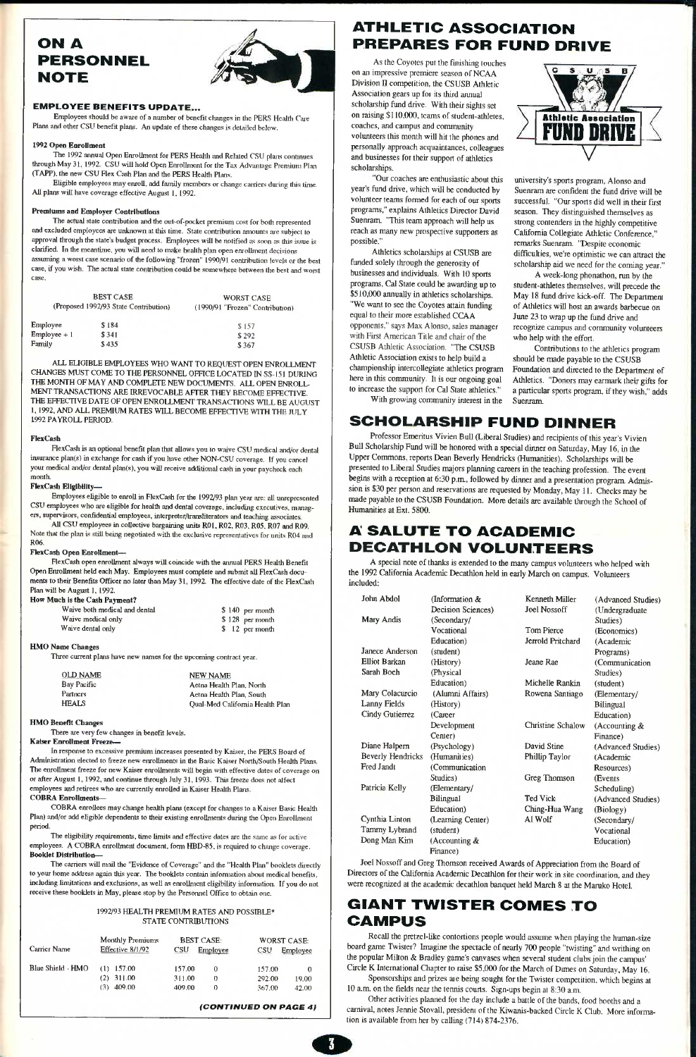# ON A PERSONNEL NOTE

### EMPLOYEE BENEFITS UPDATE...

Employees should be aware of a number of benefit changes in the PERS Health Care Plans and other CSU benefit plans. An update of these changes is detailed below.

**1992 Open Enrollment**

The 1992 annual Open Enrollment for PERS Health and Related CSU plans continues through May 31, 1992. CSU will hold Open Enrollment for the Tax Advantage Premium Plan (TAPP), the new CSU Flex Cash Plan and the PERS Health Plans.

Eligible employees may enroll, add family members or change carriers during this time. All plans will have coverage effective August 1, 1992.

**Premiums and Employer Contributions**

The actual state contribution and the out-of-pocket premium cost for both represented and excluded employees are unknown at this time. State contribution amounts are subject to approval through the state's budget process. Employees will be notified as soon as this issue is clarified. In the meantime, you will need to make health plan open enrollment decisions assuming a worst case scenario of the following "frozen" 1990/91 contribution levels or the best case, if you wish. The actual state contribution could be somewhere between the best and worst case.

| | BEST CASE (Proposed 1992/93 State Contribution) | WORST CASE (1990/91 "Frozen" Contribution) |
|---|---|---|
| Employee | $184 | $157 |
| Employee + 1 | $341 | $292 |
| Family | $435 | $367 |

ALL ELIGIBLE EMPLOYEES WHO WANT TO REQUEST OPEN ENROLLMENT CHANGES MUST COME TO THE PERSONNEL OFFICE LOCATED IN SS-151 DURING THE MONTH OF MAY AND COMPLETE NEW DOCUMENTS. ALL OPEN ENROLLMENT TRANSACTIONS ARE IRREVOCABLE AFTER THEY BECOME EFFECTIVE. THE EFFECTIVE DATE OF OPEN ENROLLMENT TRANSACTIONS WILL BE AUGUST 1, 1992, AND ALL PREMIUM RATES WILL BECOME EFFECTIVE WITH THE JULY 1992 PAYROLL PERIOD.

**FlexCash**

FlexCash is an optional benefit plan that allows you to waive CSU medical and/or dental insurance plan(s) in exchange for cash if you have other NON-CSU coverage. If you cancel your medical and/or dental plan(s), you will receive additional cash in your paycheck each month.

**FlexCash Eligibility—**

Employees eligible to enroll in FlexCash for the 1992/93 plan year are: all unrepresented CSU employees who are eligible for health and dental coverage, including executives, managers, supervisors, confidential employees, interpreter/transliterators and teaching associates.

All CSU employees in collective bargaining units R01, R02, R03, R05, R07 and R09. Note that the plan is still being negotiated with the exclusive representatives for units R04 and R06.

**FlexCash Open Enrollment—**

FlexCash open enrollment always will coincide with the annual PERS Health Benefit Open Enrollment held each May. Employees must complete and submit all FlexCash documents to their Benefits Officer no later than May 31, 1992. The effective date of the FlexCash Plan will be August 1, 1992.

**How Much is the Cash Payment?**

| | |
|---|---|
| Waive both medical and dental | $140 per month |
| Waive medical only | $128 per month |
| Waive dental only | $12 per month |

**HMO Name Changes**

Three current plans have new names for the upcoming contract year.

| OLD NAME | NEW NAME |
|---|---|
| Bay Pacific | Aetna Health Plan, North |
| Partners | Aetna Health Plan, South |
| HEALS | Qual-Med California Health Plan |

**HMO Benefit Changes**

There are very few changes in benefit levels.

**Kaiser Enrollment Freeze—**

In response to excessive premium increases presented by Kaiser, the PERS Board of Administration elected to freeze new enrollments in the Basic Kaiser North/South Health Plans. The enrollment freeze for new Kaiser enrollments will begin with effective dates of coverage on or after August 1, 1992, and continue through July 31, 1993. This freeze does not affect employees and retirees who are currently enrolled in Kaiser Health Plans.

**COBRA Enrollments—**

COBRA enrollees may change health plans (except for changes to a Kaiser Basic Health Plan) and/or add eligible dependents to their existing enrollments during the Open Enrollment period.

The eligibility requirements, time limits and effective dates are the same as for active employees. A COBRA enrollment document, form HBD-85, is required to change coverage.

**Booklet Distribution—**

The carriers will mail the "Evidence of Coverage" and the "Health Plan" booklets directly to your home address again this year. The booklets contain information about medical benefits, including limitations and exclusions, as well as enrollment eligibility information. If you do not receive these booklets in May, please stop by the Personnel Office to obtain one.

1992/93 HEALTH PREMIUM RATES AND POSSIBLE* STATE CONTRIBUTIONS

| Carrier Name | Monthly Premiums Effective 8/1/92 | BEST CASE: CSU | BEST CASE: Employee | WORST CASE: CSU | WORST CASE: Employee |
|---|---|---|---|---|---|
| Blue Shield - HMO | (1) 157.00 | 157.00 | 0 | 157.00 | 0 |
| | (2) 311.00 | 311.00 | 0 | 292.00 | 19.00 |
| | (3) 409.00 | 409.00 | 0 | 367.00 | 42.00 |

*(CONTINUED ON PAGE 4)*

# ATHLETIC ASSOCIATION PREPARES FOR FUND DRIVE

As the Coyotes put the finishing touches on an impressive premiere season of NCAA Division II competition, the CSUSB Athletic Association gears up for its third annual scholarship fund drive. With their sights set on raising $110,000, teams of student-athletes, coaches, and campus and community volunteers this month will hit the phones and personally approach acquaintances, colleagues and businesses for their support of athletics scholarships.

"Our coaches are enthusiastic about this year's fund drive, which will be conducted by volunteer teams formed for each of our sports programs," explains Athletics Director David Suenram. "This team approach will help us reach as many new prospective supporters as possible."

Athletics scholarships at CSUSB are funded solely through the generosity of businesses and individuals. With 10 sports programs, Cal State could be awarding up to $510,000 annually in athletics scholarships. "We want to see the Coyotes attain funding equal to their more established CCAA opponents," says Max Alonso, sales manager with First American Title and chair of the CSUSB Athletic Association. "The CSUSB Athletic Association exists to help build a championship intercollegiate athletics program here in this community. It is our ongoing goal to increase the support for Cal State athletics."

With growing community interest in the university's sports program, Alonso and Suenram are confident the fund drive will be successful. "Our sports did well in their first season. They distinguished themselves as strong contenders in the highly competitive California Collegiate Athletic Conference," remarks Suenram. "Despite economic difficulties, we're optimistic we can attract the scholarship aid we need for the coming year."

A week-long phonathon, run by the student-athletes themselves, will precede the May 18 fund drive kick-off. The Department of Athletics will host an awards barbecue on June 23 to wrap up the fund drive and recognize campus and community volunteers who help with the effort.

Contributions to the athletics program should be made payable to the CSUSB Foundation and directed to the Department of Athletics. "Donors may earmark their gifts for a particular sports program, if they wish," adds Suenram.

# SCHOLARSHIP FUND DINNER

Professor Emeritus Vivien Bull (Liberal Studies) and recipients of this year's Vivien Bull Scholarship Fund will be honored with a special dinner on Saturday, May 16, in the Upper Commons, reports Dean Beverly Hendricks (Humanities). Scholarships will be presented to Liberal Studies majors planning careers in the teaching profession. The event begins with a reception at 6:30 p.m., followed by dinner and a presentation program. Admission is $30 per person and reservations are requested by Monday, May 11. Checks may be made payable to the CSUSB Foundation. More details are available through the School of Humanities at Ext. 5800.

# A SALUTE TO ACADEMIC DECATHLON VOLUNTEERS

A special note of thanks is extended to the many campus volunteers who helped with the 1992 California Academic Decathlon held in early March on campus. Volunteers included:

| Name | Department | Name | Department |
|---|---|---|---|
| John Abdol | (Information & Decision Sciences) | Kenneth Miller | (Advanced Studies) |
| Mary Andis | (Secondary/ Vocational Education) | Joel Nossoff | (Undergraduate Studies) |
| Janece Anderson | (student) | Tom Pierce | (Economics) |
| Elliot Barkan | (History) | Jerrold Pritchard | (Academic Programs) |
| Sarah Boeh | (Physical Education) | Jeane Rae | (Communication Studies) |
| Mary Colacurcio | (Alumni Affairs) | Michelle Rankin | (student) |
| Lanny Fields | (History) | Rowena Santiago | (Elementary/ Bilingual Education) |
| Cindy Gutierrez | (Career Development Center) | Christine Schalow | (Accounting & Finance) |
| Diane Halpern | (Psychology) | David Stine | (Advanced Studies) |
| Beverly Hendricks | (Humanities) | Phillip Taylor | (Academic Resources) |
| Fred Jandt | (Communication Studies) | Greg Thomson | (Events Scheduling) |
| Patricia Kelly | (Elementary/ Bilingual Education) | Ted Vick | (Advanced Studies) |
| Cynthia Linton | (Learning Center) | Ching-Hua Wang | (Biology) |
| Tammy Lybrand | (student) | Al Wolf | (Secondary/ Vocational Education) |
| Dong Man Kim | (Accounting & Finance) | | |

Joel Nossoff and Greg Thomson received Awards of Appreciation from the Board of Directors of the California Academic Decathlon for their work in site coordination, and they were recognized at the academic decathlon banquet held March 8 at the Maruko Hotel.

# GIANT TWISTER COMES TO CAMPUS

Recall the pretzel-like contortions people would assume when playing the human-size board game Twister? Imagine the spectacle of nearly 700 people "twisting" and writhing on the popular Milton & Bradley game's canvases when several student clubs join the campus' Circle K International Chapter to raise $5,000 for the March of Dimes on Saturday, May 16.

Sponsorships and prizes are being sought for the Twister competition, which begins at 10 a.m. on the fields near the tennis courts. Sign-ups begin at 8:30 a.m.

Other activities planned for the day include a battle of the bands, food booths and a carnival, notes Jennie Stovall, president of the Kiwanis-backed Circle K Club. More information is available from her by calling (714) 874-2376.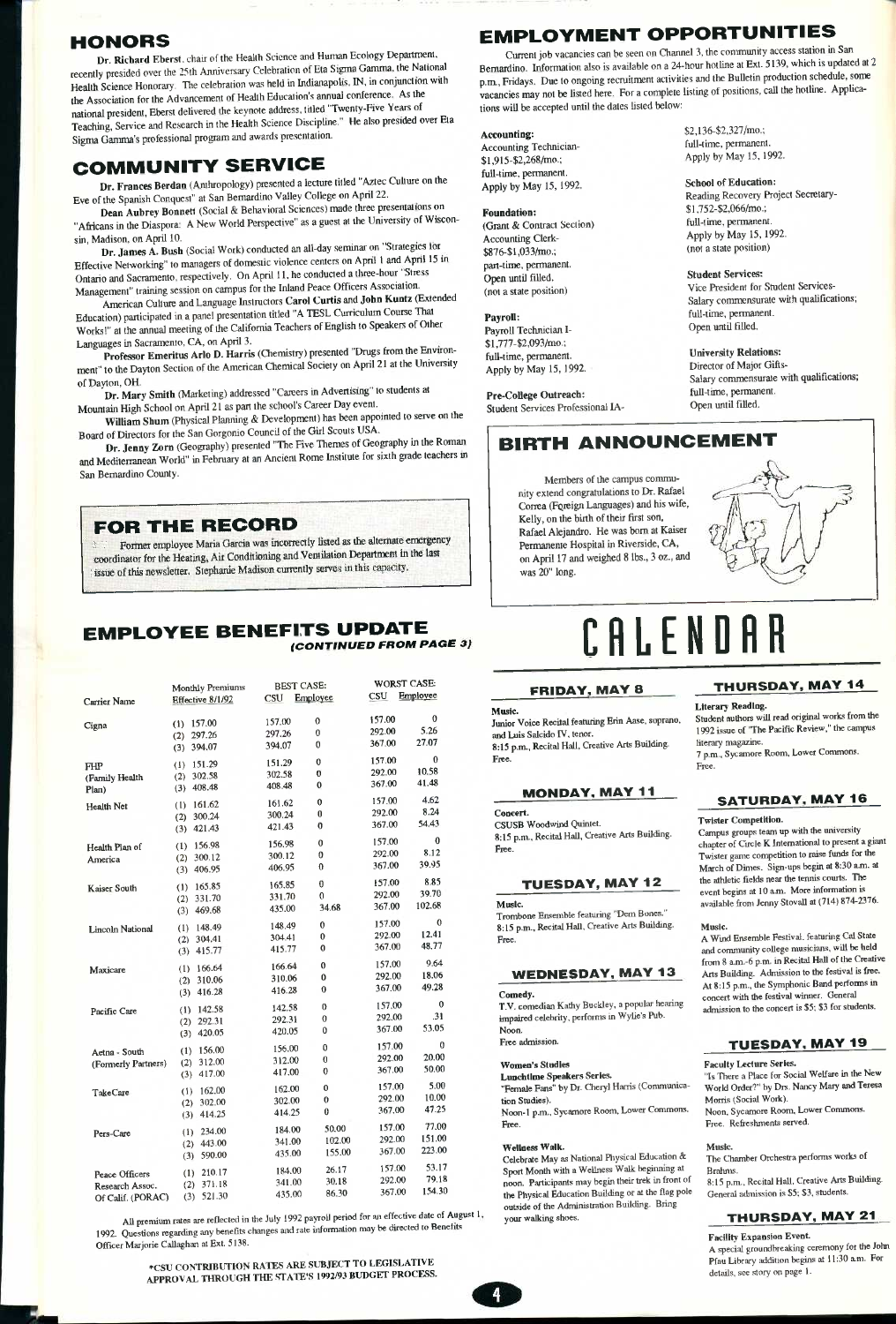## HONORS

**Dr. Richard Eberst**, chair of the Health Science and Human Ecology Department, recently presided over the 25th Anniversary Celebration of Eta Sigma Gamma, the National Health Science Honorary. The celebration was held in Indianapolis, IN, in conjunction with the Association for the Advancement of Health Education's annual conference. As the national president, Eberst delivered the keynote address, titled "Twenty-Five Years of Teaching, Service and Research in the Health Science Discipline." He also presided over Eta Sigma Gamma's professional program and awards presentation.

## COMMUNITY SERVICE

**Dr. Frances Berdan** (Anthropology) presented a lecture titled "Aztec Culture on the Eve of the Spanish Conquest" at San Bernardino Valley College on April 22.

**Dean Aubrey Bonnett** (Social & Behavioral Sciences) made three presentations on "Africans in the Diaspora: A New World Perspective" as a guest at the University of Wisconsin, Madison, on April 10.

**Dr. James A. Bush** (Social Work) conducted an all-day seminar on "Strategies for Effective Networking" to managers of domestic violence centers on April 1 and April 15 in Ontario and Sacramento, respectively. On April 11, he conducted a three-hour "Stress Management" training session on campus for the Inland Peace Officers Association.

American Culture and Language Instructors **Carol Curtis** and **John Kuntz** (Extended Education) participated in a panel presentation titled "A TESL Curriculum Course That Works!" at the annual meeting of the California Teachers of English to Speakers of Other Languages in Sacramento, CA, on April 3.

**Professor Emeritus Arlo D. Harris** (Chemistry) presented "Drugs from the Environment" to the Dayton Section of the American Chemical Society on April 21 at the University of Dayton, OH.

**Dr. Mary Smith** (Marketing) addressed "Careers in Advertising" to students at Mountain High School on April 21 as part the school's Career Day event.

**William Shum** (Physical Planning & Development) has been appointed to serve on the Board of Directors for the San Gorgonio Council of the Girl Scouts USA.

**Dr. Jenny Zorn** (Geography) presented "The Five Themes of Geography in the Roman and Mediterranean World" in February at an Ancient Rome Institute for sixth grade teachers in San Bernardino County.

## FOR THE RECORD

Former employee Maria Garcia was incorrectly listed as the alternate emergency coordinator for the Heating, Air Conditioning and Ventilation Department in the last issue of this newsletter. Stephanie Madison currently serves in this capacity.

## EMPLOYMENT OPPORTUNITIES

Current job vacancies can be seen on Channel 3, the community access station in San Bernardino. Information also is available on a 24-hour hotline at Ext. 5139, which is updated at 2 p.m., Fridays. Due to ongoing recruitment activities and the Bulletin production schedule, some vacancies may not be listed here. For a complete listing of positions, call the hotline. Applications will be accepted until the dates listed below:

**Accounting:**
Accounting Technician-
$1,915-$2,268/mo.;
full-time, permanent.
Apply by May 15, 1992.

**Foundation:**
(Grant & Contract Section)
Accounting Clerk-
$876-$1,033/mo.;
part-time, permanent.
Open until filled.
(not a state position)

**Payroll:**
Payroll Technician I-
$1,777-$2,093/mo.;
full-time, permanent.
Apply by May 15, 1992.

**Pre-College Outreach:**
Student Services Professional IA-
$2,136-$2,327/mo.;
full-time, permanent.
Apply by May 15, 1992.

**School of Education:**
Reading Recovery Project Secretary-
$1,752-$2,066/mo.;
full-time, permanent.
Apply by May 15, 1992.
(not a state position)

**Student Services:**
Vice President for Student Services-
Salary commensurate with qualifications;
full-time, permanent.
Open until filled.

**University Relations:**
Director of Major Gifts-
Salary commensurate with qualifications;
full-time, permanent.
Open until filled.

## BIRTH ANNOUNCEMENT

Members of the campus community extend congratulations to Dr. Rafael Correa (Foreign Languages) and his wife, Kelly, on the birth of their first son, Rafael Alejandro. He was born at Kaiser Permanente Hospital in Riverside, CA, on April 17 and weighed 8 lbs., 3 oz., and was 20" long.

## EMPLOYEE BENEFITS UPDATE *(CONTINUED FROM PAGE 3)*

| Carrier Name | Monthly Premiums Effective 8/1/92 | BEST CASE: CSU | BEST CASE: Employee | WORST CASE: CSU | WORST CASE: Employee |
|---|---|---|---|---|---|
| Cigna | (1) 157.00 | 157.00 | 0 | 157.00 | 0 |
| | (2) 297.26 | 297.26 | 0 | 292.00 | 5.26 |
| | (3) 394.07 | 394.07 | 0 | 367.00 | 27.07 |
| FHP (Family Health Plan) | (1) 151.29 | 151.29 | 0 | 157.00 | 0 |
| | (2) 302.58 | 302.58 | 0 | 292.00 | 10.58 |
| | (3) 408.48 | 408.48 | 0 | 367.00 | 41.48 |
| Health Net | (1) 161.62 | 161.62 | 0 | 157.00 | 4.62 |
| | (2) 300.24 | 300.24 | 0 | 292.00 | 8.24 |
| | (3) 421.43 | 421.43 | 0 | 367.00 | 54.43 |
| Health Plan of America | (1) 156.98 | 156.98 | 0 | 157.00 | 0 |
| | (2) 300.12 | 300.12 | 0 | 292.00 | 8.12 |
| | (3) 406.95 | 406.95 | 0 | 367.00 | 39.95 |
| Kaiser South | (1) 165.85 | 165.85 | 0 | 157.00 | 8.85 |
| | (2) 331.70 | 331.70 | 0 | 292.00 | 39.70 |
| | (3) 469.68 | 435.00 | 34.68 | 367.00 | 102.68 |
| Lincoln National | (1) 148.49 | 148.49 | 0 | 157.00 | 0 |
| | (2) 304.41 | 304.41 | 0 | 292.00 | 12.41 |
| | (3) 415.77 | 415.77 | 0 | 367.00 | 48.77 |
| Maxicare | (1) 166.64 | 166.64 | 0 | 157.00 | 9.64 |
| | (2) 310.06 | 310.06 | 0 | 292.00 | 18.06 |
| | (3) 416.28 | 416.28 | 0 | 367.00 | 49.28 |
| Pacific Care | (1) 142.58 | 142.58 | 0 | 157.00 | 0 |
| | (2) 292.31 | 292.31 | 0 | 292.00 | .31 |
| | (3) 420.05 | 420.05 | 0 | 367.00 | 53.05 |
| Aetna - South (Formerly Partners) | (1) 156.00 | 156.00 | 0 | 157.00 | 0 |
| | (2) 312.00 | 312.00 | 0 | 292.00 | 20.00 |
| | (3) 417.00 | 417.00 | 0 | 367.00 | 50.00 |
| TakeCare | (1) 162.00 | 162.00 | 0 | 157.00 | 5.00 |
| | (2) 302.00 | 302.00 | 0 | 292.00 | 10.00 |
| | (3) 414.25 | 414.25 | 0 | 367.00 | 47.25 |
| Pers-Care | (1) 234.00 | 184.00 | 50.00 | 157.00 | 77.00 |
| | (2) 443.00 | 341.00 | 102.00 | 292.00 | 151.00 |
| | (3) 590.00 | 435.00 | 155.00 | 367.00 | 223.00 |
| Peace Officers Research Assoc. Of Calif. (PORAC) | (1) 210.17 | 184.00 | 26.17 | 157.00 | 53.17 |
| | (2) 371.18 | 341.00 | 30.18 | 292.00 | 79.18 |
| | (3) 521.30 | 435.00 | 86.30 | 367.00 | 154.30 |

All premium rates are reflected in the July 1992 payroll period for an effective date of August 1, 1992. Questions regarding any benefits changes and rate information may be directed to Benefits Officer Marjorie Callaghan at Ext. 5138.

*CSU CONTRIBUTION RATES ARE SUBJECT TO LEGISLATIVE APPROVAL THROUGH THE STATE'S 1992/93 BUDGET PROCESS.

# CALENDAR

### FRIDAY, MAY 8

**Music.**
Junior Voice Recital featuring Erin Aase, soprano, and Luis Salcido IV, tenor.
8:15 p.m., Recital Hall, Creative Arts Building.
Free.

### MONDAY, MAY 11

**Concert.**
CSUSB Woodwind Quintet.
8:15 p.m., Recital Hall, Creative Arts Building.
Free.

### TUESDAY, MAY 12

**Music.**
Trombone Ensemble featuring "Dem Bones."
8:15 p.m., Recital Hall, Creative Arts Building.
Free.

### WEDNESDAY, MAY 13

**Comedy.**
T.V. comedian Kathy Buckley, a popular hearing impaired celebrity, performs in Wylie's Pub.
Noon.
Free admission.

**Women's Studies**
**Lunchtime Speakers Series.**
"Female Fans" by Dr. Cheryl Harris (Communication Studies).
Noon-1 p.m., Sycamore Room, Lower Commons.
Free.

**Wellness Walk.**
Celebrate May as National Physical Education & Sport Month with a Wellness Walk beginning at noon. Participants may begin their trek in front of the Physical Education Building or at the flag pole outside of the Administration Building. Bring your walking shoes.

### THURSDAY, MAY 14

**Literary Reading.**
Student authors will read original works from the 1992 issue of "The Pacific Review," the campus literary magazine.
7 p.m., Sycamore Room, Lower Commons.
Free.

### SATURDAY, MAY 16

**Twister Competition.**
Campus groups team up with the university chapter of Circle K International to present a giant Twister game competition to raise funds for the March of Dimes. Sign-ups begin at 8:30 a.m. at the athletic fields near the tennis courts. The event begins at 10 a.m. More information is available from Jenny Stovall at (714) 874-2376.

**Music.**
A Wind Ensemble Festival, featuring Cal State and community college musicians, will be held from 8 a.m.-6 p.m. in Recital Hall of the Creative Arts Building. Admission to the festival is free. At 8:15 p.m., the Symphonic Band performs in concert with the festival winner. General admission to the concert is $5; $3 for students.

### TUESDAY, MAY 19

**Faculty Lecture Series.**
"Is There a Place for Social Welfare in the New World Order?" by Drs. Nancy Mary and Teresa Morris (Social Work).
Noon, Sycamore Room, Lower Commons.
Free. Refreshments served.

**Music.**
The Chamber Orchestra performs works of Brahms.
8:15 p.m., Recital Hall, Creative Arts Building.
General admission is $5; $3, students.

### THURSDAY, MAY 21

**Facility Expansion Event.**
A special groundbreaking ceremony for the John Pfau Library addition begins at 11:30 a.m. For details, see story on page 1.